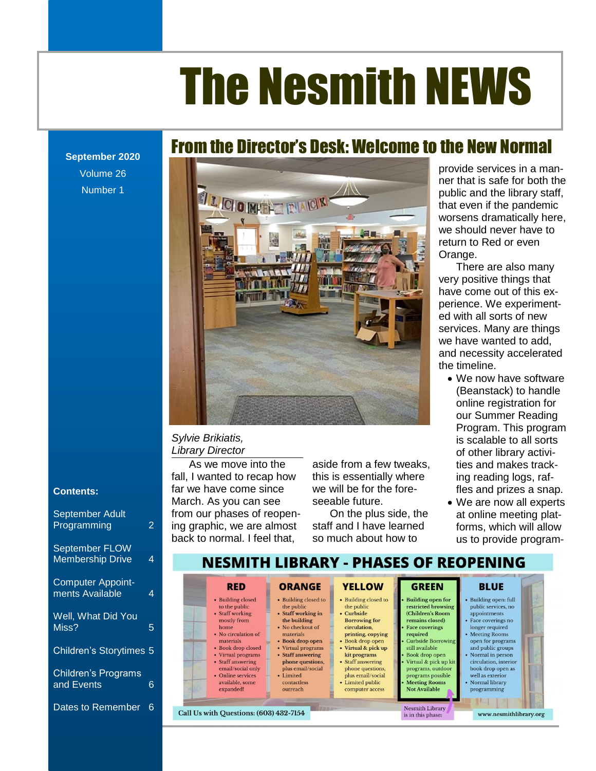# The Nesmith NEWS

**September 2020**
Volume 26
Number 1

## From the Director's Desk: Welcome to the New Normal

*Sylvie Brikiatis, Library Director*

As we move into the fall, I wanted to recap how far we have come since March. As you can see from our phases of reopening graphic, we are almost back to normal. I feel that, aside from a few tweaks, this is essentially where we will be for the foreseeable future.

On the plus side, the staff and I have learned so much about how to provide services in a manner that is safe for both the public and the library staff, that even if the pandemic worsens dramatically here, we should never have to return to Red or even Orange.

There are also many very positive things that have come out of this experience. We experimented with all sorts of new services. Many are things we have wanted to add, and necessity accelerated the timeline.

- We now have software (Beanstack) to handle online registration for our Summer Reading Program. This program is scalable to all sorts of other library activities and makes tracking reading logs, raffles and prizes a snap.
- We are now all experts at online meeting platforms, which will allow us to provide program-

### NESMITH LIBRARY - PHASES OF REOPENING

| RED | ORANGE | YELLOW | GREEN | BLUE |
|---|---|---|---|---|
| • Building closed to the public<br>• Staff working mostly from home<br>• No circulation of materials<br>• Book drop closed<br>• Virtual programs<br>• Staff answering email/social only<br>• Online services available, some expanded! | • Building closed to the public<br>• **Staff working in the building**<br>• No checkout of materials<br>• **Book drop open**<br>• Virtual programs<br>• **Staff answering phone questions, plus email/social**<br>• Limited contactless outreach | • Building closed to the public<br>• **Curbside Borrowing for circulation, printing, copying**<br>• Book drop open<br>• **Virtual & pick up kit programs**<br>• Staff answering phone questions, plus email/social<br>• **Limited public computer access** | • **Building open for restricted browsing (Children's Room remains closed)**<br>• **Face coverings required**<br>• Curbside Borrowing still available<br>• Book drop open<br>• Virtual & pick up kit programs, outdoor programs possible<br>• **Meeting Rooms Not Available** | • Building open: full public services, no appointments<br>• Face coverings no longer required<br>• Meeting Rooms open for programs and public groups<br>• Normal in person circulation, interior book drop open as well as exterior<br>• Normal library programming |

Nesmith Library is in this phase: GREEN

Call Us with Questions: (603) 432-7154 — www.nesmithlibrary.org

**Contents:**

- September Adult Programming — 2
- September FLOW Membership Drive — 4
- Computer Appointments Available — 4
- Well, What Did You Miss? — 5
- Children's Storytimes — 5
- Children's Programs and Events — 6
- Dates to Remember — 6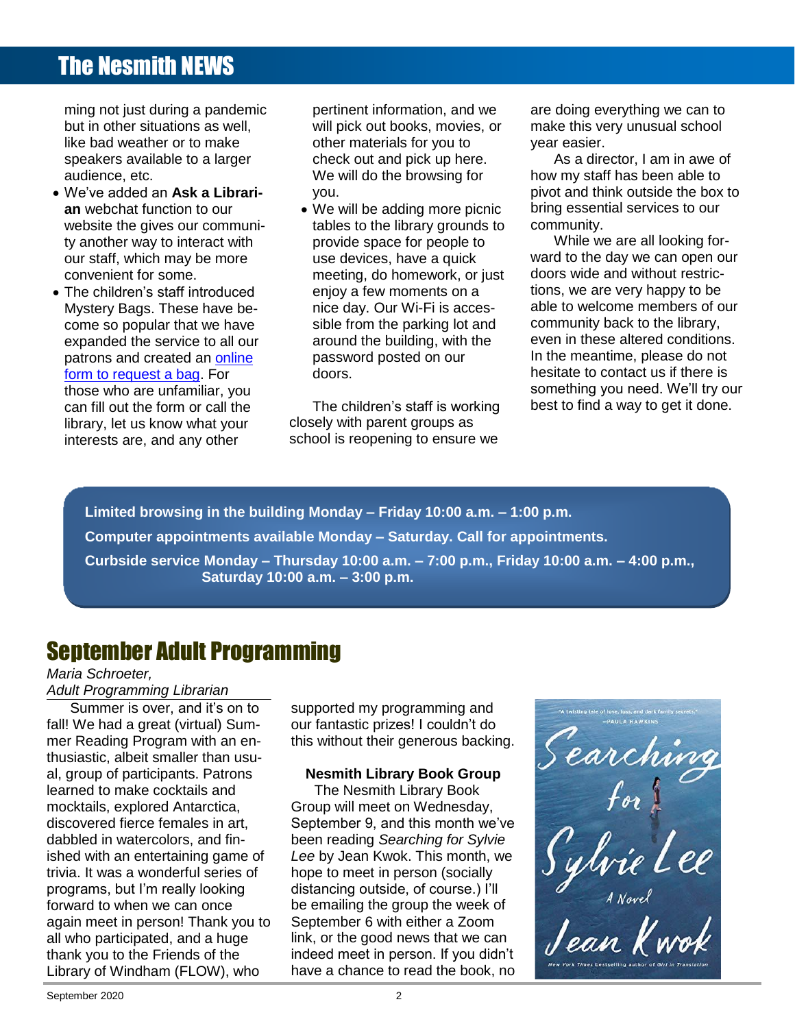ming not just during a pandemic but in other situations as well, like bad weather or to make speakers available to a larger audience, etc.

- We've added an **Ask a Librarian** webchat function to our website the gives our community another way to interact with our staff, which may be more convenient for some.
- The children's staff introduced Mystery Bags. These have become so popular that we have expanded the service to all our patrons and created an online form to request a bag. For those who are unfamiliar, you can fill out the form or call the library, let us know what your interests are, and any other pertinent information, and we will pick out books, movies, or other materials for you to check out and pick up here. We will do the browsing for you.
- We will be adding more picnic tables to the library grounds to provide space for people to use devices, have a quick meeting, do homework, or just enjoy a few moments on a nice day. Our Wi-Fi is accessible from the parking lot and around the building, with the password posted on our doors.

The children's staff is working closely with parent groups as school is reopening to ensure we are doing everything we can to make this very unusual school year easier.

As a director, I am in awe of how my staff has been able to pivot and think outside the box to bring essential services to our community.

While we are all looking forward to the day we can open our doors wide and without restrictions, we are very happy to be able to welcome members of our community back to the library, even in these altered conditions. In the meantime, please do not hesitate to contact us if there is something you need. We'll try our best to find a way to get it done.

**Limited browsing in the building Monday – Friday 10:00 a.m. – 1:00 p.m.**

**Computer appointments available Monday – Saturday. Call for appointments.**

**Curbside service Monday – Thursday 10:00 a.m. – 7:00 p.m., Friday 10:00 a.m. – 4:00 p.m., Saturday 10:00 a.m. – 3:00 p.m.**

# September Adult Programming

*Maria Schroeter,*
*Adult Programming Librarian*

Summer is over, and it's on to fall! We had a great (virtual) Summer Reading Program with an enthusiastic, albeit smaller than usual, group of participants. Patrons learned to make cocktails and mocktails, explored Antarctica, discovered fierce females in art, dabbled in watercolors, and finished with an entertaining game of trivia. It was a wonderful series of programs, but I'm really looking forward to when we can once again meet in person! Thank you to all who participated, and a huge thank you to the Friends of the Library of Windham (FLOW), who supported my programming and our fantastic prizes! I couldn't do this without their generous backing.

**Nesmith Library Book Group**

The Nesmith Library Book Group will meet on Wednesday, September 9, and this month we've been reading *Searching for Sylvie Lee* by Jean Kwok. This month, we hope to meet in person (socially distancing outside, of course.) I'll be emailing the group the week of September 6 with either a Zoom link, or the good news that we can indeed meet in person. If you didn't have a chance to read the book, no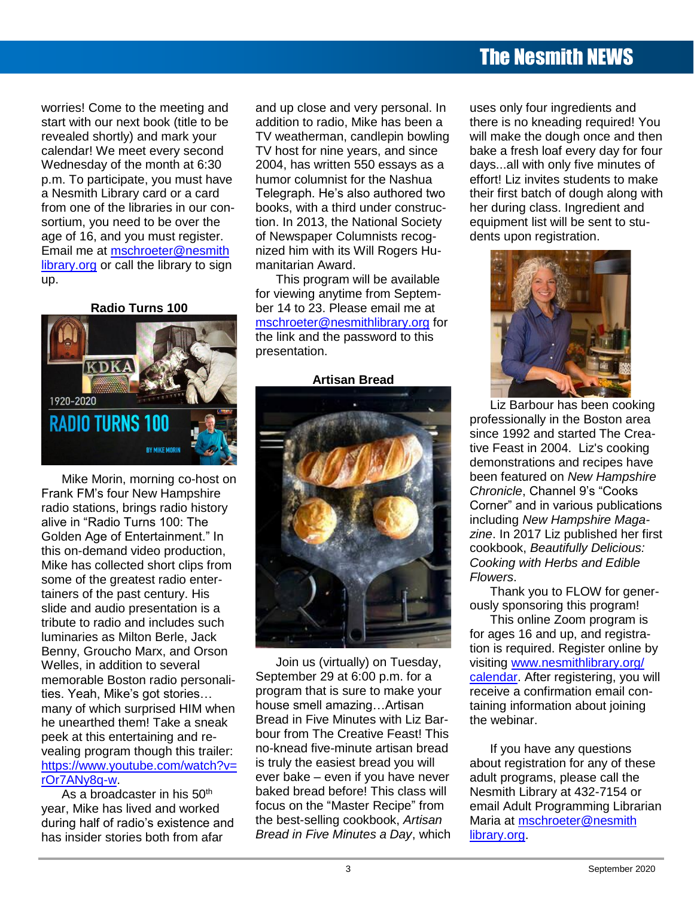worries! Come to the meeting and start with our next book (title to be revealed shortly) and mark your calendar! We meet every second Wednesday of the month at 6:30 p.m. To participate, you must have a Nesmith Library card or a card from one of the libraries in our consortium, you need to be over the age of 16, and you must register. Email me at mschroeter@nesmithlibrary.org or call the library to sign up.

**Radio Turns 100**

Mike Morin, morning co-host on Frank FM's four New Hampshire radio stations, brings radio history alive in "Radio Turns 100: The Golden Age of Entertainment." In this on-demand video production, Mike has collected short clips from some of the greatest radio entertainers of the past century. His slide and audio presentation is a tribute to radio and includes such luminaries as Milton Berle, Jack Benny, Groucho Marx, and Orson Welles, in addition to several memorable Boston radio personalities. Yeah, Mike's got stories… many of which surprised HIM when he unearthed them! Take a sneak peek at this entertaining and revealing program though this trailer: https://www.youtube.com/watch?v=rOr7ANy8q-w.

As a broadcaster in his 50th year, Mike has lived and worked during half of radio's existence and has insider stories both from afar and up close and very personal. In addition to radio, Mike has been a TV weatherman, candlepin bowling TV host for nine years, and since 2004, has written 550 essays as a humor columnist for the Nashua Telegraph. He's also authored two books, with a third under construction. In 2013, the National Society of Newspaper Columnists recognized him with its Will Rogers Humanitarian Award.

This program will be available for viewing anytime from September 14 to 23. Please email me at mschroeter@nesmithlibrary.org for the link and the password to this presentation.

**Artisan Bread**

Join us (virtually) on Tuesday, September 29 at 6:00 p.m. for a program that is sure to make your house smell amazing…Artisan Bread in Five Minutes with Liz Barbour from The Creative Feast! This no-knead five-minute artisan bread is truly the easiest bread you will ever bake – even if you have never baked bread before! This class will focus on the "Master Recipe" from the best-selling cookbook, *Artisan Bread in Five Minutes a Day*, which uses only four ingredients and there is no kneading required! You will make the dough once and then bake a fresh loaf every day for four days...all with only five minutes of effort! Liz invites students to make their first batch of dough along with her during class. Ingredient and equipment list will be sent to students upon registration.

Liz Barbour has been cooking professionally in the Boston area since 1992 and started The Creative Feast in 2004. Liz's cooking demonstrations and recipes have been featured on *New Hampshire Chronicle*, Channel 9's "Cooks Corner" and in various publications including *New Hampshire Magazine*. In 2017 Liz published her first cookbook, *Beautifully Delicious: Cooking with Herbs and Edible Flowers*.

Thank you to FLOW for generously sponsoring this program!

This online Zoom program is for ages 16 and up, and registration is required. Register online by visiting www.nesmithlibrary.org/calendar. After registering, you will receive a confirmation email containing information about joining the webinar.

If you have any questions about registration for any of these adult programs, please call the Nesmith Library at 432-7154 or email Adult Programming Librarian Maria at mschroeter@nesmithlibrary.org.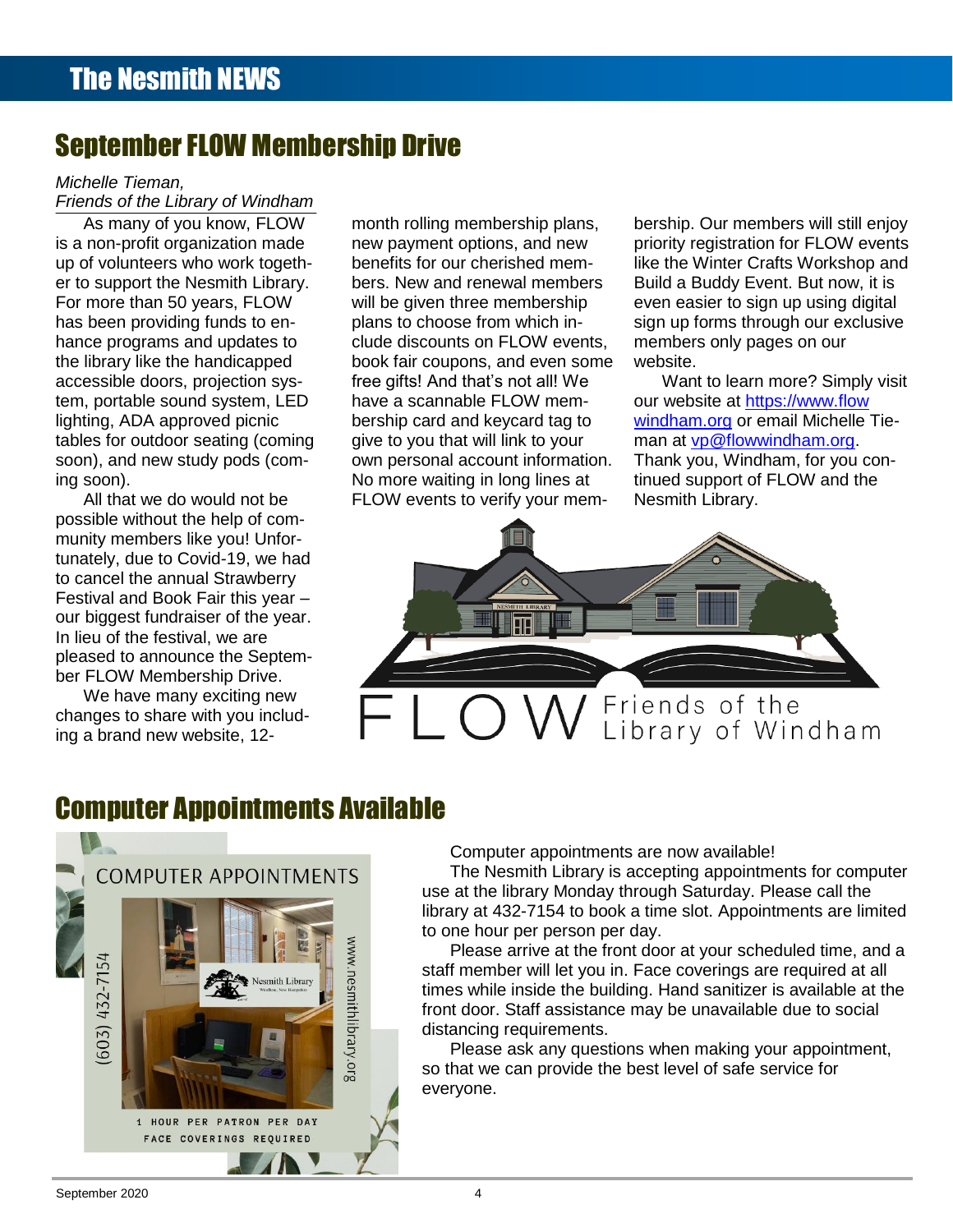# September FLOW Membership Drive

*Michelle Tieman,*
*Friends of the Library of Windham*

As many of you know, FLOW is a non-profit organization made up of volunteers who work together to support the Nesmith Library. For more than 50 years, FLOW has been providing funds to enhance programs and updates to the library like the handicapped accessible doors, projection system, portable sound system, LED lighting, ADA approved picnic tables for outdoor seating (coming soon), and new study pods (coming soon).

All that we do would not be possible without the help of community members like you! Unfortunately, due to Covid-19, we had to cancel the annual Strawberry Festival and Book Fair this year – our biggest fundraiser of the year. In lieu of the festival, we are pleased to announce the September FLOW Membership Drive.

We have many exciting new changes to share with you including a brand new website, 12-month rolling membership plans, new payment options, and new benefits for our cherished members. New and renewal members will be given three membership plans to choose from which include discounts on FLOW events, book fair coupons, and even some free gifts! And that's not all! We have a scannable FLOW membership card and keycard tag to give to you that will link to your own personal account information. No more waiting in long lines at FLOW events to verify your membership. Our members will still enjoy priority registration for FLOW events like the Winter Crafts Workshop and Build a Buddy Event. But now, it is even easier to sign up using digital sign up forms through our exclusive members only pages on our website.

Want to learn more? Simply visit our website at https://www.flowwindham.org or email Michelle Tieman at vp@flowwindham.org. Thank you, Windham, for you continued support of FLOW and the Nesmith Library.

FLOW Friends of the Library of Windham

# Computer Appointments Available

COMPUTER APPOINTMENTS
(603) 432-7154
www.nesmithlibrary.org
1 HOUR PER PATRON PER DAY
FACE COVERINGS REQUIRED

Computer appointments are now available!

The Nesmith Library is accepting appointments for computer use at the library Monday through Saturday. Please call the library at 432-7154 to book a time slot. Appointments are limited to one hour per person per day.

Please arrive at the front door at your scheduled time, and a staff member will let you in. Face coverings are required at all times while inside the building. Hand sanitizer is available at the front door. Staff assistance may be unavailable due to social distancing requirements.

Please ask any questions when making your appointment, so that we can provide the best level of safe service for everyone.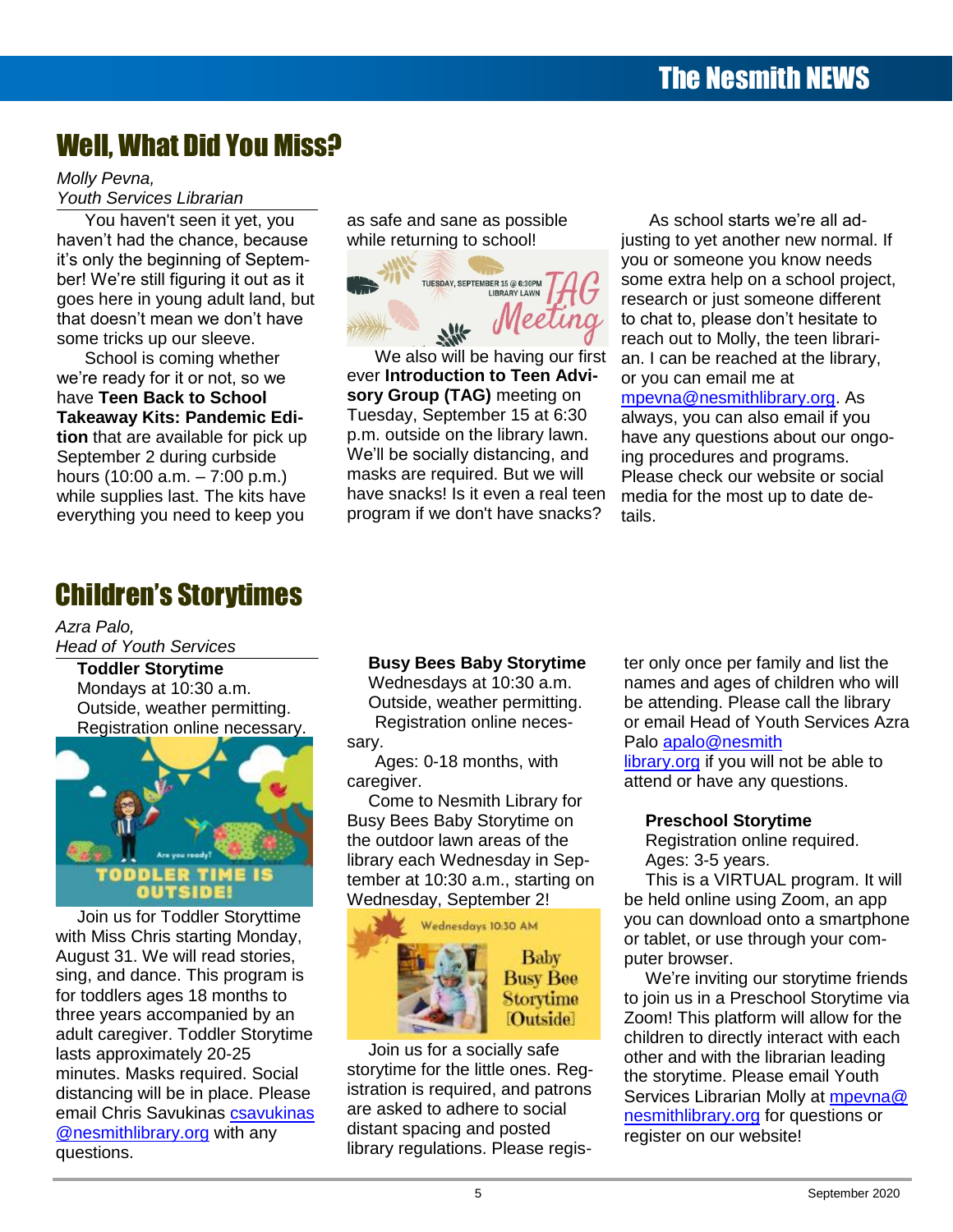# Well, What Did You Miss?

*Molly Pevna,*
*Youth Services Librarian*

You haven't seen it yet, you haven't had the chance, because it's only the beginning of September! We're still figuring it out as it goes here in young adult land, but that doesn't mean we don't have some tricks up our sleeve.

School is coming whether we're ready for it or not, so we have **Teen Back to School Takeaway Kits: Pandemic Edition** that are available for pick up September 2 during curbside hours (10:00 a.m. – 7:00 p.m.) while supplies last. The kits have everything you need to keep you as safe and sane as possible while returning to school!

We also will be having our first ever **Introduction to Teen Advisory Group (TAG)** meeting on Tuesday, September 15 at 6:30 p.m. outside on the library lawn. We'll be socially distancing, and masks are required. But we will have snacks! Is it even a real teen program if we don't have snacks?

As school starts we're all adjusting to yet another new normal. If you or someone you know needs some extra help on a school project, research or just someone different to chat to, please don't hesitate to reach out to Molly, the teen librarian. I can be reached at the library, or you can email me at mpevna@nesmithlibrary.org. As always, you can also email if you have any questions about our ongoing procedures and programs. Please check our website or social media for the most up to date details.

# Children's Storytimes

*Azra Palo,*
*Head of Youth Services*

**Toddler Storytime**
Mondays at 10:30 a.m.
Outside, weather permitting.
Registration online necessary.

Join us for Toddler Storyttime with Miss Chris starting Monday, August 31. We will read stories, sing, and dance. This program is for toddlers ages 18 months to three years accompanied by an adult caregiver. Toddler Storytime lasts approximately 20-25 minutes. Masks required. Social distancing will be in place. Please email Chris Savukinas csavukinas@nesmithlibrary.org with any questions.

**Busy Bees Baby Storytime**
Wednesdays at 10:30 a.m.
Outside, weather permitting.
Registration online necessary.
Ages: 0-18 months, with caregiver.

Come to Nesmith Library for Busy Bees Baby Storytime on the outdoor lawn areas of the library each Wednesday in September at 10:30 a.m., starting on Wednesday, September 2!

Join us for a socially safe storytime for the little ones. Registration is required, and patrons are asked to adhere to social distant spacing and posted library regulations. Please register only once per family and list the names and ages of children who will be attending. Please call the library or email Head of Youth Services Azra Palo apalo@nesmithlibrary.org if you will not be able to attend or have any questions.

**Preschool Storytime**
Registration online required.
Ages: 3-5 years.

This is a VIRTUAL program. It will be held online using Zoom, an app you can download onto a smartphone or tablet, or use through your computer browser.

We're inviting our storytime friends to join us in a Preschool Storytime via Zoom! This platform will allow for the children to directly interact with each other and with the librarian leading the storytime. Please email Youth Services Librarian Molly at mpevna@nesmithlibrary.org for questions or register on our website!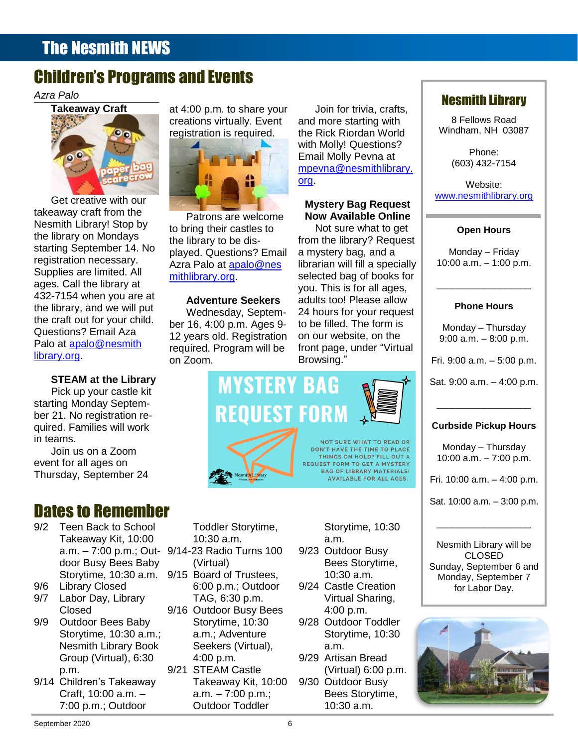# Children's Programs and Events

*Azra Palo*

### Takeaway Craft

Get creative with our takeaway craft from the Nesmith Library! Stop by the library on Mondays starting September 14. No registration necessary. Supplies are limited. All ages. Call the library at 432-7154 when you are at the library, and we will put the craft out for your child. Questions? Email Aza Palo at apalo@nesmithlibrary.org.

### STEAM at the Library

Pick up your castle kit starting Monday September 21. No registration required. Families will work in teams.

Join us on a Zoom event for all ages on Thursday, September 24 at 4:00 p.m. to share your creations virtually. Event registration is required.

Patrons are welcome to bring their castles to the library to be displayed. Questions? Email Azra Palo at apalo@nesmithlibrary.org.

### Adventure Seekers

Wednesday, September 16, 4:00 p.m. Ages 9-12 years old. Registration required. Program will be on Zoom.

Join for trivia, crafts, and more starting with the Rick Riordan World with Molly! Questions? Email Molly Pevna at mpevna@nesmithlibrary.org.

### Mystery Bag Request Now Available Online

Not sure what to get from the library? Request a mystery bag, and a librarian will fill a specially selected bag of books for you. This is for all ages, adults too! Please allow 24 hours for your request to be filled. The form is on our website, on the front page, under "Virtual Browsing."

MYSTERY BAG REQUEST FORM

NOT SURE WHAT TO READ OR DON'T HAVE THE TIME TO PLACE THINGS ON HOLD? FILL OUT A REQUEST FORM TO GET A MYSTERY BAG OF LIBRARY MATERIALS! AVAILABLE FOR ALL AGES.

# Dates to Remember

- 9/2 Teen Back to School Takeaway Kit, 10:00 a.m. – 7:00 p.m.; Outdoor Busy Bees Baby Storytime, 10:30 a.m.
- 9/6 Library Closed
- 9/7 Labor Day, Library Closed
- 9/9 Outdoor Bees Baby Storytime, 10:30 a.m.; Nesmith Library Book Group (Virtual), 6:30 p.m.
- 9/14 Children's Takeaway Craft, 10:00 a.m. – 7:00 p.m.; Outdoor Toddler Storytime, 10:30 a.m.
- 9/14-23 Radio Turns 100 (Virtual)
- 9/15 Board of Trustees, 6:00 p.m.; Outdoor TAG, 6:30 p.m.
- 9/16 Outdoor Busy Bees Storytime, 10:30 a.m.; Adventure Seekers (Virtual), 4:00 p.m.
- 9/21 STEAM Castle Takeaway Kit, 10:00 a.m. – 7:00 p.m.; Outdoor Toddler Storytime, 10:30 a.m.
- 9/23 Outdoor Busy Bees Storytime, 10:30 a.m.
- 9/24 Castle Creation Virtual Sharing, 4:00 p.m.
- 9/28 Outdoor Toddler Storytime, 10:30 a.m.
- 9/29 Artisan Bread (Virtual) 6:00 p.m.
- 9/30 Outdoor Busy Bees Storytime, 10:30 a.m.

## Nesmith Library

8 Fellows Road
Windham, NH 03087

Phone:
(603) 432-7154

Website:
www.nesmithlibrary.org

**Open Hours**

Monday – Friday
10:00 a.m. – 1:00 p.m.

**Phone Hours**

Monday – Thursday
9:00 a.m. – 8:00 p.m.

Fri. 9:00 a.m. – 5:00 p.m.

Sat. 9:00 a.m. – 4:00 p.m.

**Curbside Pickup Hours**

Monday – Thursday
10:00 a.m. – 7:00 p.m.

Fri. 10:00 a.m. – 4:00 p.m.

Sat. 10:00 a.m. – 3:00 p.m.

Nesmith Library will be CLOSED Sunday, September 6 and Monday, September 7 for Labor Day.